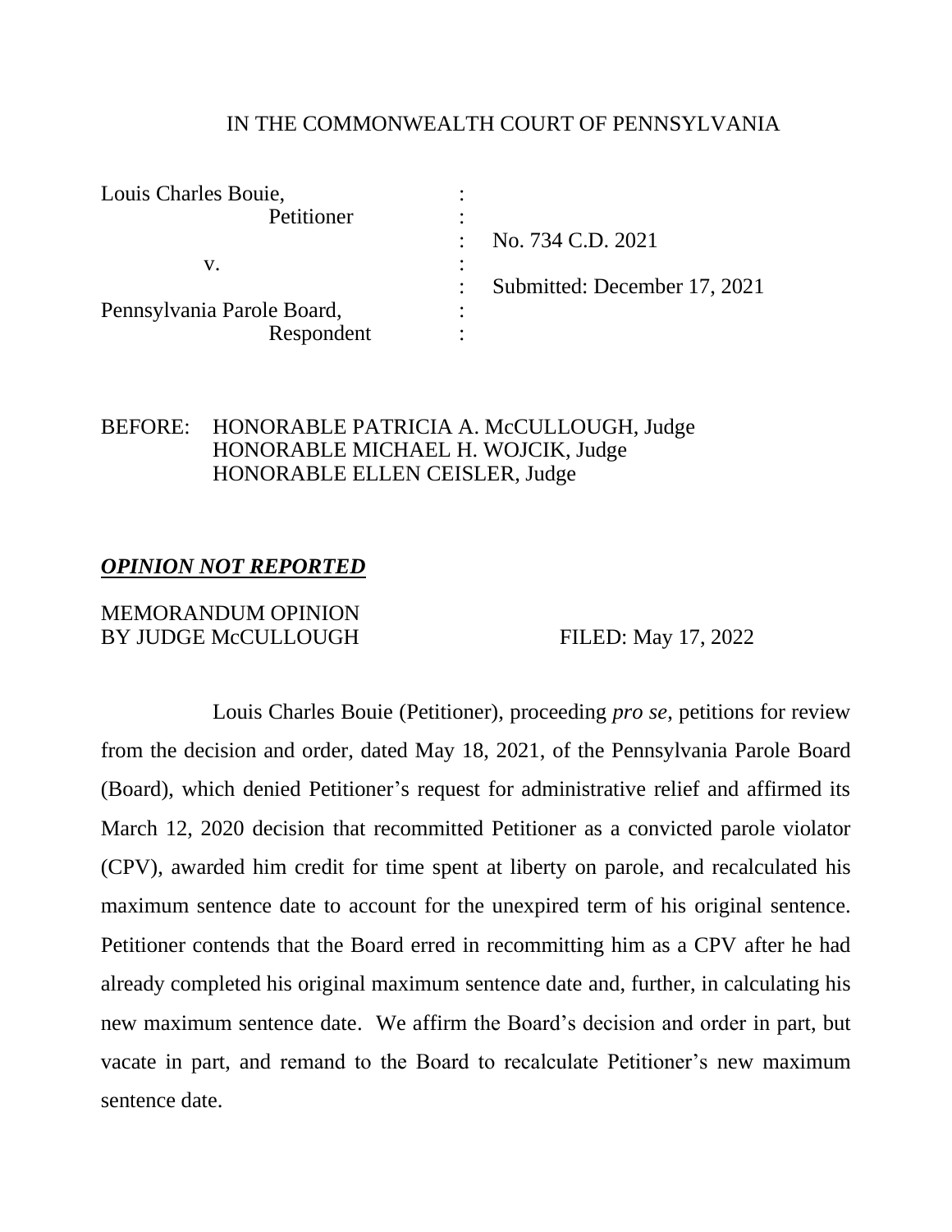IN THE COMMONWEALTH COURT OF PENNSYLVANIA

| | | |
|---|---|---|
| Louis Charles Bouie, | : | |
| Petitioner | : | |
| | : | No. 734 C.D. 2021 |
| v. | : | |
| | : | Submitted: December 17, 2021 |
| Pennsylvania Parole Board, | : | |
| Respondent | : | |

BEFORE: HONORABLE PATRICIA A. McCULLOUGH, Judge
HONORABLE MICHAEL H. WOJCIK, Judge
HONORABLE ELLEN CEISLER, Judge

***OPINION NOT REPORTED***

MEMORANDUM OPINION
BY JUDGE McCULLOUGH FILED: May 17, 2022

Louis Charles Bouie (Petitioner), proceeding *pro se*, petitions for review from the decision and order, dated May 18, 2021, of the Pennsylvania Parole Board (Board), which denied Petitioner's request for administrative relief and affirmed its March 12, 2020 decision that recommitted Petitioner as a convicted parole violator (CPV), awarded him credit for time spent at liberty on parole, and recalculated his maximum sentence date to account for the unexpired term of his original sentence. Petitioner contends that the Board erred in recommitting him as a CPV after he had already completed his original maximum sentence date and, further, in calculating his new maximum sentence date. We affirm the Board's decision and order in part, but vacate in part, and remand to the Board to recalculate Petitioner's new maximum sentence date.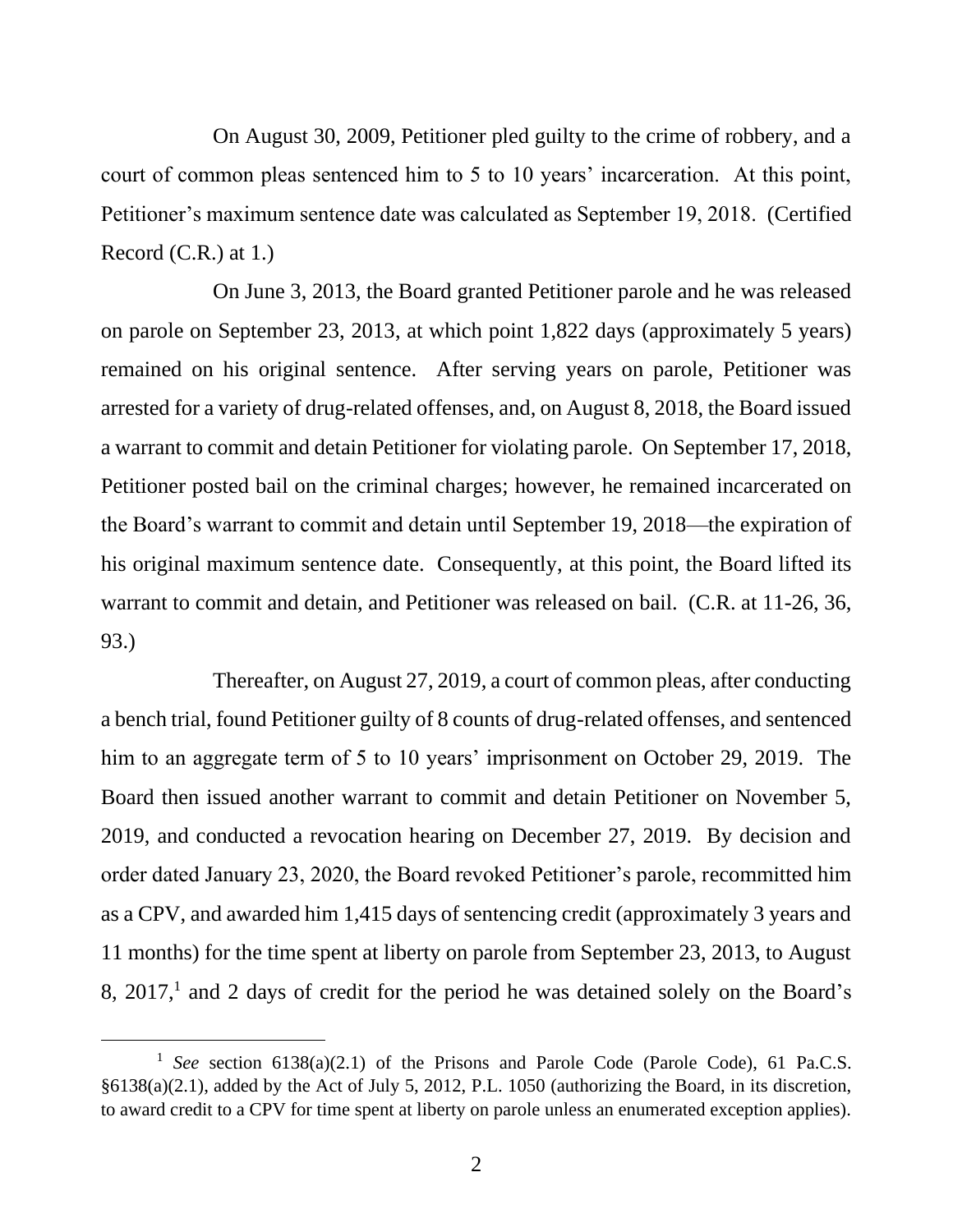On August 30, 2009, Petitioner pled guilty to the crime of robbery, and a court of common pleas sentenced him to 5 to 10 years' incarceration. At this point, Petitioner's maximum sentence date was calculated as September 19, 2018. (Certified Record (C.R.) at 1.)

On June 3, 2013, the Board granted Petitioner parole and he was released on parole on September 23, 2013, at which point 1,822 days (approximately 5 years) remained on his original sentence. After serving years on parole, Petitioner was arrested for a variety of drug-related offenses, and, on August 8, 2018, the Board issued a warrant to commit and detain Petitioner for violating parole. On September 17, 2018, Petitioner posted bail on the criminal charges; however, he remained incarcerated on the Board's warrant to commit and detain until September 19, 2018—the expiration of his original maximum sentence date. Consequently, at this point, the Board lifted its warrant to commit and detain, and Petitioner was released on bail. (C.R. at 11-26, 36, 93.)

Thereafter, on August 27, 2019, a court of common pleas, after conducting a bench trial, found Petitioner guilty of 8 counts of drug-related offenses, and sentenced him to an aggregate term of 5 to 10 years' imprisonment on October 29, 2019. The Board then issued another warrant to commit and detain Petitioner on November 5, 2019, and conducted a revocation hearing on December 27, 2019. By decision and order dated January 23, 2020, the Board revoked Petitioner's parole, recommitted him as a CPV, and awarded him 1,415 days of sentencing credit (approximately 3 years and 11 months) for the time spent at liberty on parole from September 23, 2013, to August 8, 2017,[1] and 2 days of credit for the period he was detained solely on the Board's

[1] *See* section 6138(a)(2.1) of the Prisons and Parole Code (Parole Code), 61 Pa.C.S. §6138(a)(2.1), added by the Act of July 5, 2012, P.L. 1050 (authorizing the Board, in its discretion, to award credit to a CPV for time spent at liberty on parole unless an enumerated exception applies).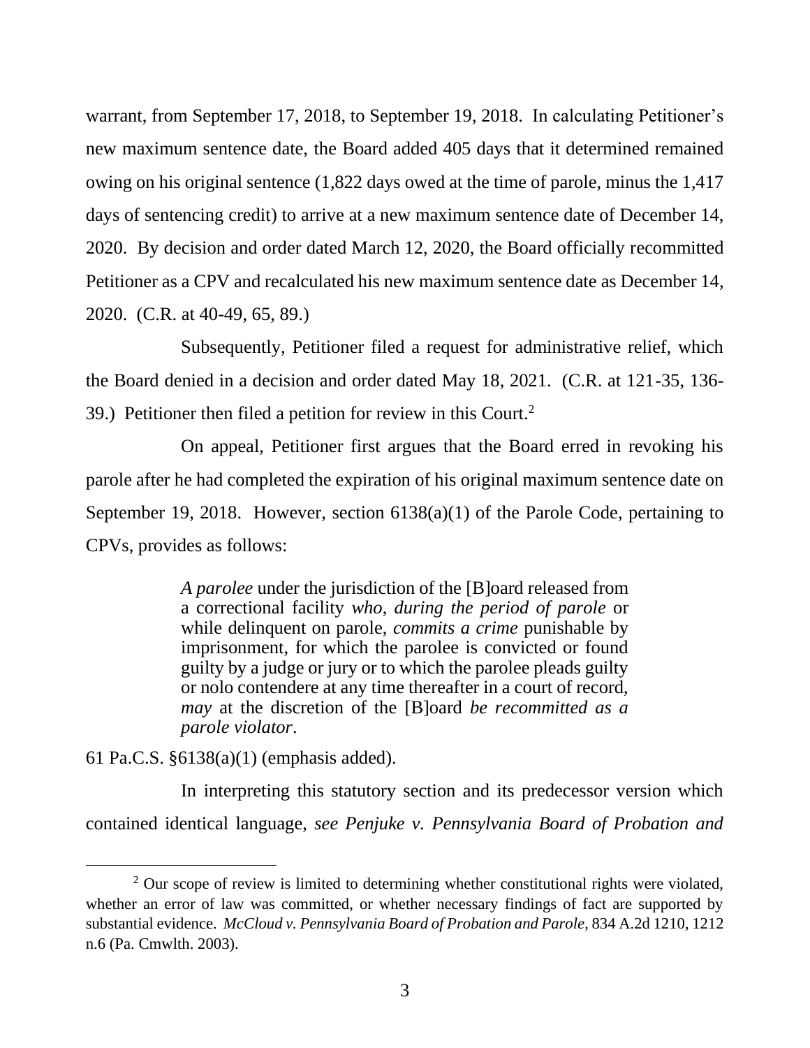warrant, from September 17, 2018, to September 19, 2018. In calculating Petitioner's new maximum sentence date, the Board added 405 days that it determined remained owing on his original sentence (1,822 days owed at the time of parole, minus the 1,417 days of sentencing credit) to arrive at a new maximum sentence date of December 14, 2020. By decision and order dated March 12, 2020, the Board officially recommitted Petitioner as a CPV and recalculated his new maximum sentence date as December 14, 2020. (C.R. at 40-49, 65, 89.)

Subsequently, Petitioner filed a request for administrative relief, which the Board denied in a decision and order dated May 18, 2021. (C.R. at 121-35, 136-39.) Petitioner then filed a petition for review in this Court.[2]

On appeal, Petitioner first argues that the Board erred in revoking his parole after he had completed the expiration of his original maximum sentence date on September 19, 2018. However, section 6138(a)(1) of the Parole Code, pertaining to CPVs, provides as follows:

> *A parolee* under the jurisdiction of the [B]oard released from a correctional facility *who*, *during the period of parole* or while delinquent on parole, *commits a crime* punishable by imprisonment, for which the parolee is convicted or found guilty by a judge or jury or to which the parolee pleads guilty or nolo contendere at any time thereafter in a court of record, *may* at the discretion of the [B]oard *be recommitted as a parole violator*.

61 Pa.C.S. §6138(a)(1) (emphasis added).

In interpreting this statutory section and its predecessor version which contained identical language, *see Penjuke v. Pennsylvania Board of Probation and*

---

[2] Our scope of review is limited to determining whether constitutional rights were violated, whether an error of law was committed, or whether necessary findings of fact are supported by substantial evidence. *McCloud v. Pennsylvania Board of Probation and Parole*, 834 A.2d 1210, 1212 n.6 (Pa. Cmwlth. 2003).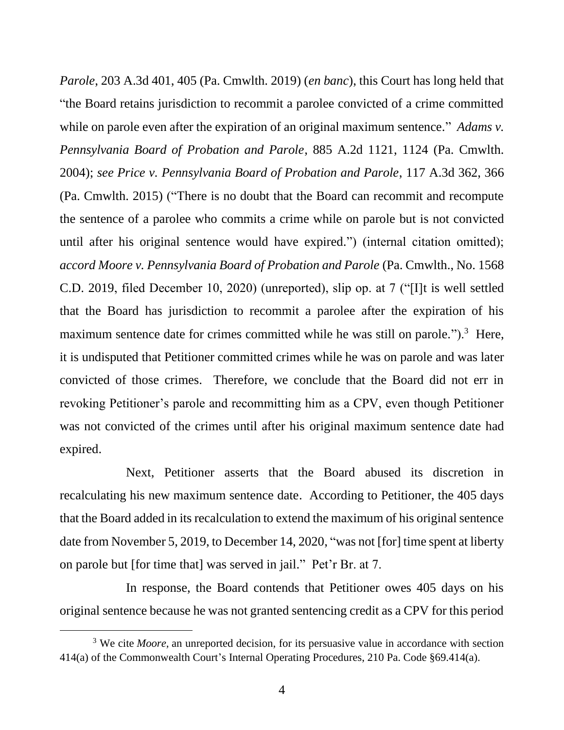*Parole*, 203 A.3d 401, 405 (Pa. Cmwlth. 2019) (*en banc*), this Court has long held that "the Board retains jurisdiction to recommit a parolee convicted of a crime committed while on parole even after the expiration of an original maximum sentence." *Adams v. Pennsylvania Board of Probation and Parole*, 885 A.2d 1121, 1124 (Pa. Cmwlth. 2004); *see Price v. Pennsylvania Board of Probation and Parole*, 117 A.3d 362, 366 (Pa. Cmwlth. 2015) ("There is no doubt that the Board can recommit and recompute the sentence of a parolee who commits a crime while on parole but is not convicted until after his original sentence would have expired.") (internal citation omitted); *accord Moore v. Pennsylvania Board of Probation and Parole* (Pa. Cmwlth., No. 1568 C.D. 2019, filed December 10, 2020) (unreported), slip op. at 7 ("[I]t is well settled that the Board has jurisdiction to recommit a parolee after the expiration of his maximum sentence date for crimes committed while he was still on parole.").[3] Here, it is undisputed that Petitioner committed crimes while he was on parole and was later convicted of those crimes. Therefore, we conclude that the Board did not err in revoking Petitioner's parole and recommitting him as a CPV, even though Petitioner was not convicted of the crimes until after his original maximum sentence date had expired.

Next, Petitioner asserts that the Board abused its discretion in recalculating his new maximum sentence date. According to Petitioner, the 405 days that the Board added in its recalculation to extend the maximum of his original sentence date from November 5, 2019, to December 14, 2020, "was not [for] time spent at liberty on parole but [for time that] was served in jail." Pet'r Br. at 7.

In response, the Board contends that Petitioner owes 405 days on his original sentence because he was not granted sentencing credit as a CPV for this period

[3] We cite *Moore*, an unreported decision, for its persuasive value in accordance with section 414(a) of the Commonwealth Court's Internal Operating Procedures, 210 Pa. Code §69.414(a).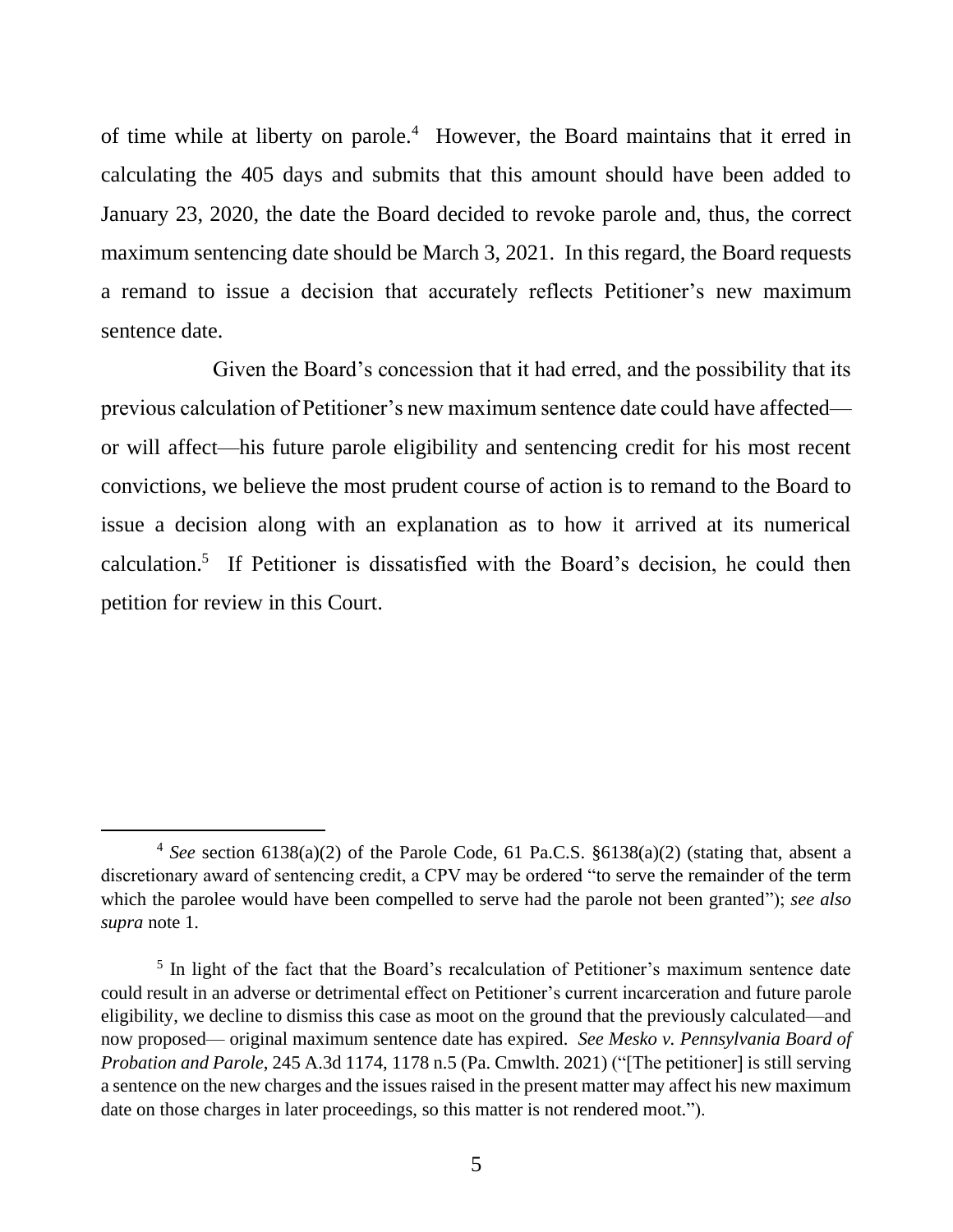of time while at liberty on parole.[4] However, the Board maintains that it erred in calculating the 405 days and submits that this amount should have been added to January 23, 2020, the date the Board decided to revoke parole and, thus, the correct maximum sentencing date should be March 3, 2021. In this regard, the Board requests a remand to issue a decision that accurately reflects Petitioner's new maximum sentence date.

Given the Board's concession that it had erred, and the possibility that its previous calculation of Petitioner's new maximum sentence date could have affected—or will affect—his future parole eligibility and sentencing credit for his most recent convictions, we believe the most prudent course of action is to remand to the Board to issue a decision along with an explanation as to how it arrived at its numerical calculation.[5] If Petitioner is dissatisfied with the Board's decision, he could then petition for review in this Court.

---

[4] *See* section 6138(a)(2) of the Parole Code, 61 Pa.C.S. §6138(a)(2) (stating that, absent a discretionary award of sentencing credit, a CPV may be ordered "to serve the remainder of the term which the parolee would have been compelled to serve had the parole not been granted"); *see also supra* note 1.

[5] In light of the fact that the Board's recalculation of Petitioner's maximum sentence date could result in an adverse or detrimental effect on Petitioner's current incarceration and future parole eligibility, we decline to dismiss this case as moot on the ground that the previously calculated—and now proposed— original maximum sentence date has expired. *See Mesko v. Pennsylvania Board of Probation and Parole*, 245 A.3d 1174, 1178 n.5 (Pa. Cmwlth. 2021) ("[The petitioner] is still serving a sentence on the new charges and the issues raised in the present matter may affect his new maximum date on those charges in later proceedings, so this matter is not rendered moot.").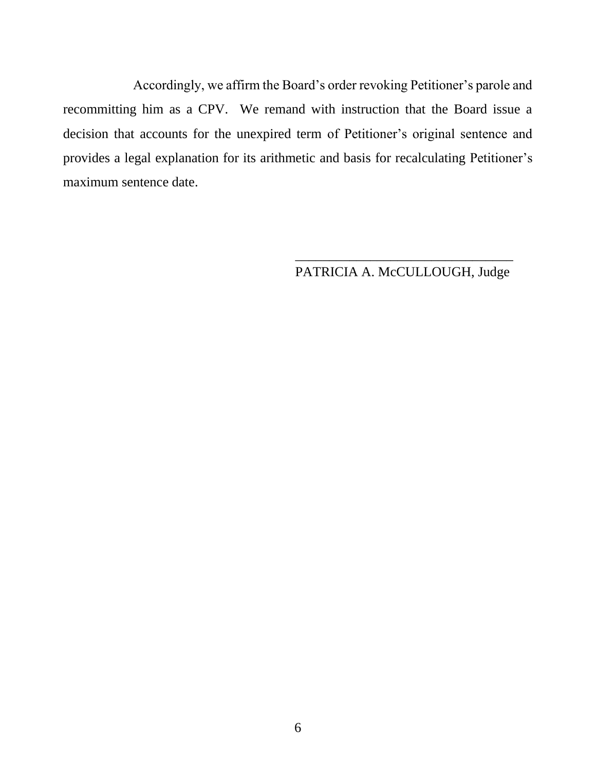Accordingly, we affirm the Board's order revoking Petitioner's parole and recommitting him as a CPV. We remand with instruction that the Board issue a decision that accounts for the unexpired term of Petitioner's original sentence and provides a legal explanation for its arithmetic and basis for recalculating Petitioner's maximum sentence date.

________________________________
PATRICIA A. McCULLOUGH, Judge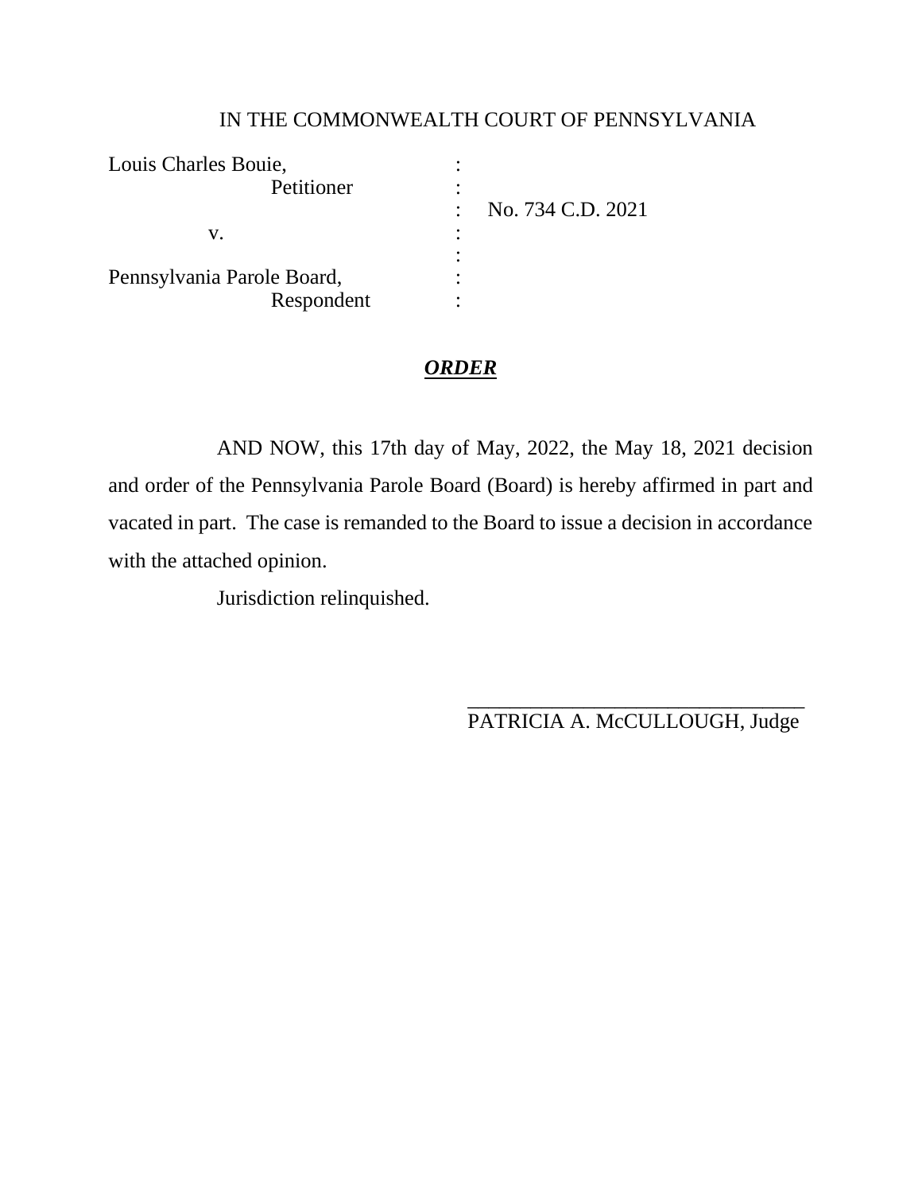IN THE COMMONWEALTH COURT OF PENNSYLVANIA

| | | |
|---|---|---|
| Louis Charles Bouie, | : | |
| Petitioner | : | |
| | : | No. 734 C.D. 2021 |
| v. | : | |
| | : | |
| Pennsylvania Parole Board, | : | |
| Respondent | : | |

***ORDER***

AND NOW, this 17th day of May, 2022, the May 18, 2021 decision and order of the Pennsylvania Parole Board (Board) is hereby affirmed in part and vacated in part. The case is remanded to the Board to issue a decision in accordance with the attached opinion.

Jurisdiction relinquished.

\_\_\_\_\_\_\_\_\_\_\_\_\_\_\_\_\_\_\_\_\_\_\_\_\_\_\_\_\_\_\_\_

PATRICIA A. McCULLOUGH, Judge